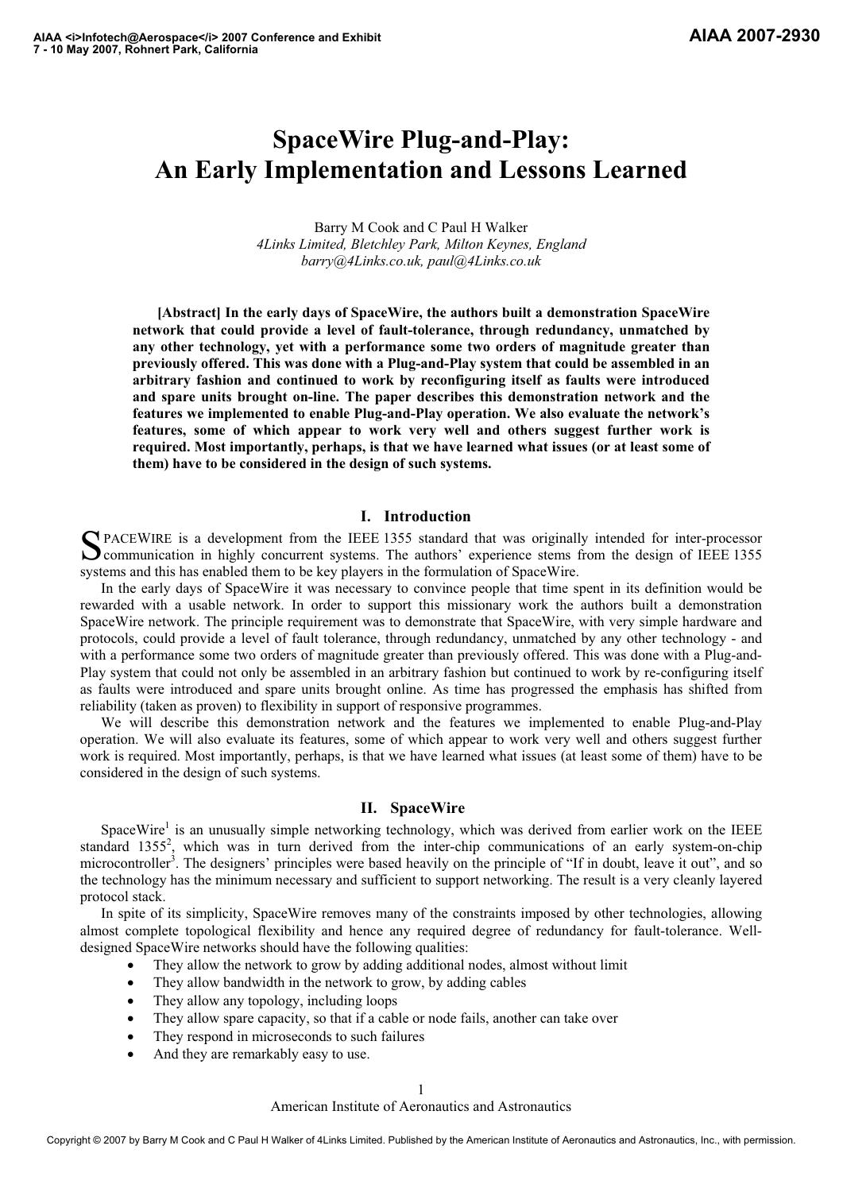# SpaceWire Plug-and-Play: An Early Implementation and Lessons Learned

Barry M Cook and C Paul H Walker
*4Links Limited, Bletchley Park, Milton Keynes, England*
*barry@4Links.co.uk, paul@4Links.co.uk*

**[Abstract] In the early days of SpaceWire, the authors built a demonstration SpaceWire network that could provide a level of fault-tolerance, through redundancy, unmatched by any other technology, yet with a performance some two orders of magnitude greater than previously offered. This was done with a Plug-and-Play system that could be assembled in an arbitrary fashion and continued to work by re-configuring itself as faults were introduced and spare units brought on-line. The paper describes this demonstration network and the features we implemented to enable Plug-and-Play operation. We also evaluate the network's features, some of which appear to work very well and others suggest further work is required. Most importantly, perhaps, is that we have learned what issues (or at least some of them) have to be considered in the design of such systems.**

## I. Introduction

SpaceWire is a development from the IEEE 1355 standard that was originally intended for inter-processor communication in highly concurrent systems. The authors' experience stems from the design of IEEE 1355 systems and this has enabled them to be key players in the formulation of SpaceWire.

In the early days of SpaceWire it was necessary to convince people that time spent in its definition would be rewarded with a usable network. In order to support this missionary work the authors built a demonstration SpaceWire network. The principle requirement was to demonstrate that SpaceWire, with very simple hardware and protocols, could provide a level of fault tolerance, through redundancy, unmatched by any other technology - and with a performance some two orders of magnitude greater than previously offered. This was done with a Plug-and-Play system that could not only be assembled in an arbitrary fashion but continued to work by re-configuring itself as faults were introduced and spare units brought online. As time has progressed the emphasis has shifted from reliability (taken as proven) to flexibility in support of responsive programmes.

We will describe this demonstration network and the features we implemented to enable Plug-and-Play operation. We will also evaluate its features, some of which appear to work very well and others suggest further work is required. Most importantly, perhaps, is that we have learned what issues (at least some of them) have to be considered in the design of such systems.

## II. SpaceWire

SpaceWire[1] is an unusually simple networking technology, which was derived from earlier work on the IEEE standard 1355[2], which was in turn derived from the inter-chip communications of an early system-on-chip microcontroller[3]. The designers' principles were based heavily on the principle of "If in doubt, leave it out", and so the technology has the minimum necessary and sufficient to support networking. The result is a very cleanly layered protocol stack.

In spite of its simplicity, SpaceWire removes many of the constraints imposed by other technologies, allowing almost complete topological flexibility and hence any required degree of redundancy for fault-tolerance. Well-designed SpaceWire networks should have the following qualities:

- They allow the network to grow by adding additional nodes, almost without limit
- They allow bandwidth in the network to grow, by adding cables
- They allow any topology, including loops
- They allow spare capacity, so that if a cable or node fails, another can take over
- They respond in microseconds to such failures
- And they are remarkably easy to use.

Copyright © 2007 by Barry M Cook and C Paul H Walker of 4Links Limited. Published by the American Institute of Aeronautics and Astronautics, Inc., with permission.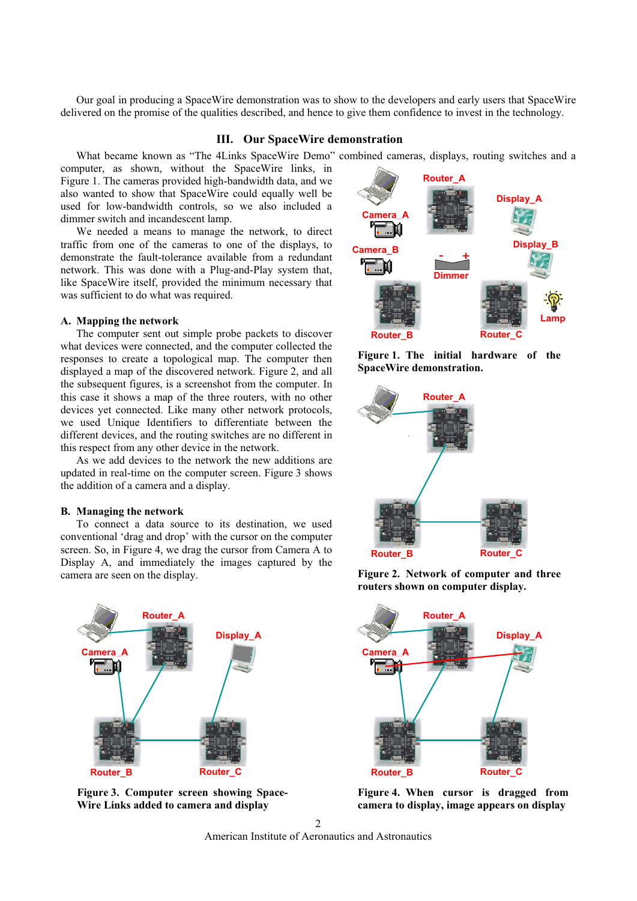Our goal in producing a SpaceWire demonstration was to show to the developers and early users that SpaceWire delivered on the promise of the qualities described, and hence to give them confidence to invest in the technology.

## III. Our SpaceWire demonstration

What became known as "The 4Links SpaceWire Demo" combined cameras, displays, routing switches and a computer, as shown, without the SpaceWire links, in Figure 1. The cameras provided high-bandwidth data, and we also wanted to show that SpaceWire could equally well be used for low-bandwidth controls, so we also included a dimmer switch and incandescent lamp.

We needed a means to manage the network, to direct traffic from one of the cameras to one of the displays, to demonstrate the fault-tolerance available from a redundant network. This was done with a Plug-and-Play system that, like SpaceWire itself, provided the minimum necessary that was sufficient to do what was required.

**Figure 1. The initial hardware of the SpaceWire demonstration.**

### A. Mapping the network

The computer sent out simple probe packets to discover what devices were connected, and the computer collected the responses to create a topological map. The computer then displayed a map of the discovered network. Figure 2, and all the subsequent figures, is a screenshot from the computer. In this case it shows a map of the three routers, with no other devices yet connected. Like many other network protocols, we used Unique Identifiers to differentiate the different devices, and the routing switches are no different in this respect from any other device in the network.

As we add devices to the network the new additions are updated in real-time on the computer screen. Figure 3 shows the addition of a camera and a display.

**Figure 2. Network of computer and three routers shown on computer display.**

### B. Managing the network

To connect a data source to its destination, we used conventional 'drag and drop' with the cursor on the computer screen. So, in Figure 4, we drag the cursor from Camera A to Display A, and immediately the images captured by the camera are seen on the display.

**Figure 3. Computer screen showing SpaceWire Links added to camera and display**

**Figure 4. When cursor is dragged from camera to display, image appears on display**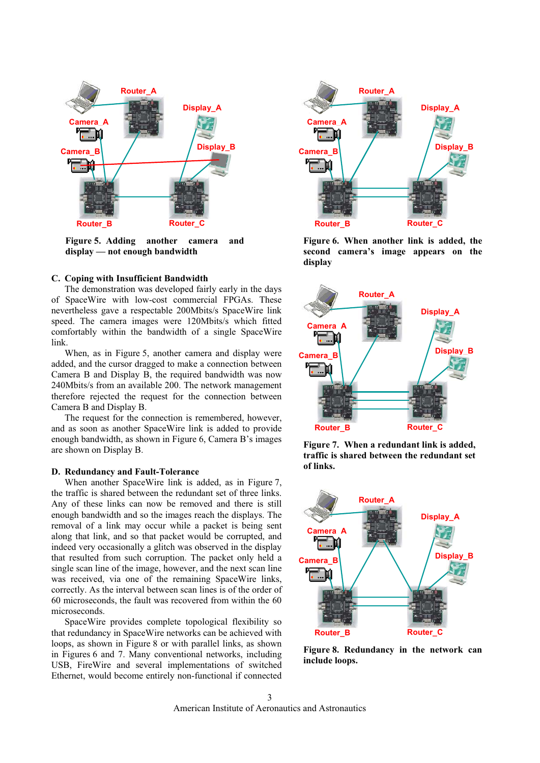Figure 5. Adding another camera and display — not enough bandwidth

Figure 6. When another link is added, the second camera's image appears on the display

Figure 7. When a redundant link is added, traffic is shared between the redundant set of links.

Figure 8. Redundancy in the network can include loops.

### C. Coping with Insufficient Bandwidth

The demonstration was developed fairly early in the days of SpaceWire with low-cost commercial FPGAs. These nevertheless gave a respectable 200Mbits/s SpaceWire link speed. The camera images were 120Mbits/s which fitted comfortably within the bandwidth of a single SpaceWire link.

When, as in Figure 5, another camera and display were added, and the cursor dragged to make a connection between Camera B and Display B, the required bandwidth was now 240Mbits/s from an available 200. The network management therefore rejected the request for the connection between Camera B and Display B.

The request for the connection is remembered, however, and as soon as another SpaceWire link is added to provide enough bandwidth, as shown in Figure 6, Camera B's images are shown on Display B.

### D. Redundancy and Fault-Tolerance

When another SpaceWire link is added, as in Figure 7, the traffic is shared between the redundant set of three links. Any of these links can now be removed and there is still enough bandwidth and so the images reach the displays. The removal of a link may occur while a packet is being sent along that link, and so that packet would be corrupted, and indeed very occasionally a glitch was observed in the display that resulted from such corruption. The packet only held a single scan line of the image, however, and the next scan line was received, via one of the remaining SpaceWire links, correctly. As the interval between scan lines is of the order of 60 microseconds, the fault was recovered from within the 60 microseconds.

SpaceWire provides complete topological flexibility so that redundancy in SpaceWire networks can be achieved with loops, as shown in Figure 8 or with parallel links, as shown in Figures 6 and 7. Many conventional networks, including USB, FireWire and several implementations of switched Ethernet, would become entirely non-functional if connected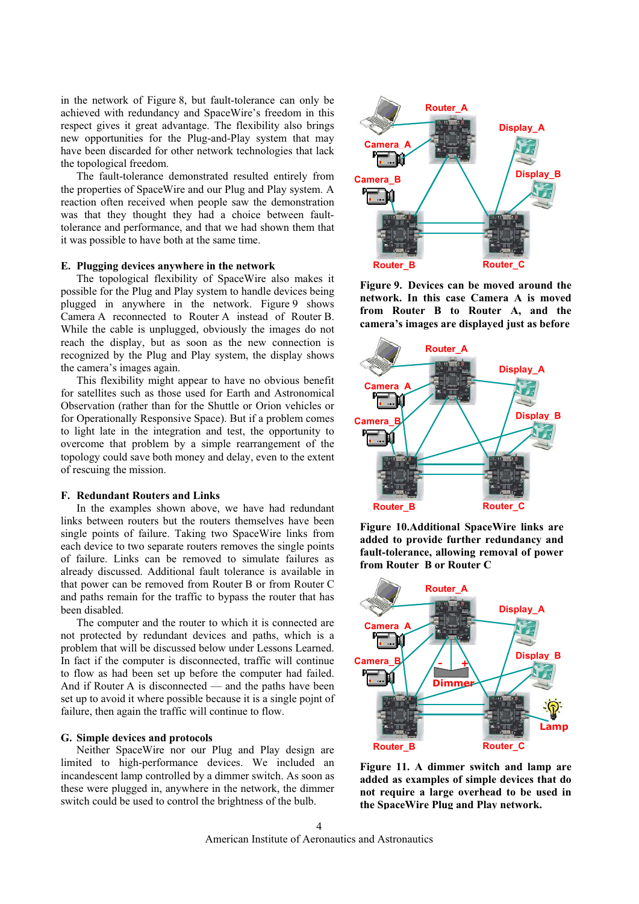in the network of Figure 8, but fault-tolerance can only be achieved with redundancy and SpaceWire's freedom in this respect gives it great advantage. The flexibility also brings new opportunities for the Plug-and-Play system that may have been discarded for other network technologies that lack the topological freedom.

The fault-tolerance demonstrated resulted entirely from the properties of SpaceWire and our Plug and Play system. A reaction often received when people saw the demonstration was that they thought they had a choice between fault-tolerance and performance, and that we had shown them that it was possible to have both at the same time.

## E. Plugging devices anywhere in the network

The topological flexibility of SpaceWire also makes it possible for the Plug and Play system to handle devices being plugged in anywhere in the network. Figure 9 shows Camera A reconnected to Router A instead of Router B. While the cable is unplugged, obviously the images do not reach the display, but as soon as the new connection is recognized by the Plug and Play system, the display shows the camera's images again.

This flexibility might appear to have no obvious benefit for satellites such as those used for Earth and Astronomical Observation (rather than for the Shuttle or Orion vehicles or for Operationally Responsive Space). But if a problem comes to light late in the integration and test, the opportunity to overcome that problem by a simple rearrangement of the topology could save both money and delay, even to the extent of rescuing the mission.

## F. Redundant Routers and Links

In the examples shown above, we have had redundant links between routers but the routers themselves have been single points of failure. Taking two SpaceWire links from each device to two separate routers removes the single points of failure. Links can be removed to simulate failures as already discussed. Additional fault tolerance is available in that power can be removed from Router B or from Router C and paths remain for the traffic to bypass the router that has been disabled.

The computer and the router to which it is connected are not protected by redundant devices and paths, which is a problem that will be discussed below under Lessons Learned. In fact if the computer is disconnected, traffic will continue to flow as had been set up before the computer had failed. And if Router A is disconnected — and the paths have been set up to avoid it where possible because it is a single pojnt of failure, then again the traffic will continue to flow.

## G. Simple devices and protocols

Neither SpaceWire nor our Plug and Play design are limited to high-performance devices. We included an incandescent lamp controlled by a dimmer switch. As soon as these were plugged in, anywhere in the network, the dimmer switch could be used to control the brightness of the bulb.

Router_A
Display_A
Camera_A
Display_B
Camera_B
Router_B
Router_C

**Figure 9. Devices can be moved around the network. In this case Camera A is moved from Router B to Router A, and the camera's images are displayed just as before**

Router_A
Display_A
Camera_A
Display_B
Camera_B
Router_B
Router_C

**Figure 10.Additional SpaceWire links are added to provide further redundancy and fault-tolerance, allowing removal of power from Router B or Router C**

Router_A
Display_A
Camera_A
Display_B
Camera_B
-
+
Dimmer
Lamp
Router_B
Router_C

**Figure 11. A dimmer switch and lamp are added as examples of simple devices that do not require a large overhead to be used in the SpaceWire Plug and Play network.**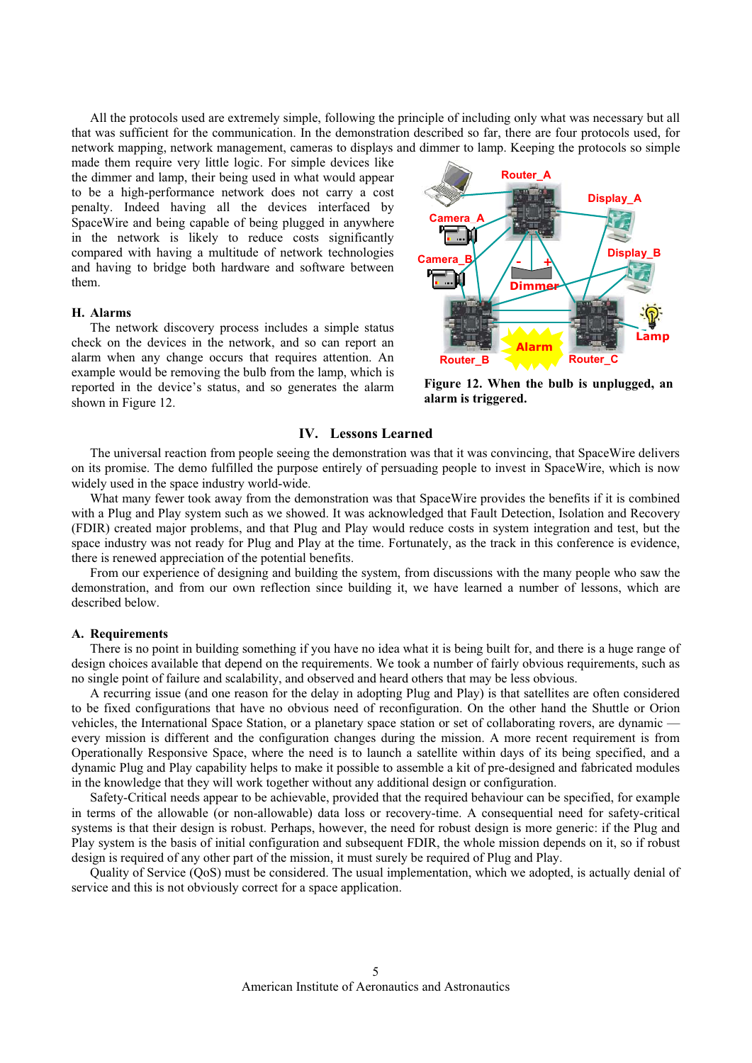All the protocols used are extremely simple, following the principle of including only what was necessary but all that was sufficient for the communication. In the demonstration described so far, there are four protocols used, for network mapping, network management, cameras to displays and dimmer to lamp. Keeping the protocols so simple made them require very little logic. For simple devices like the dimmer and lamp, their being used in what would appear to be a high-performance network does not carry a cost penalty. Indeed having all the devices interfaced by SpaceWire and being capable of being plugged in anywhere in the network is likely to reduce costs significantly compared with having a multitude of network technologies and having to bridge both hardware and software between them.

### H. Alarms

The network discovery process includes a simple status check on the devices in the network, and so can report an alarm when any change occurs that requires attention. An example would be removing the bulb from the lamp, which is reported in the device's status, and so generates the alarm shown in Figure 12.

Router_A
Display_A
Camera_A
Display_B
Camera_B
Dimmer
Lamp
Alarm
Router_B
Router_C

**Figure 12. When the bulb is unplugged, an alarm is triggered.**

## IV. Lessons Learned

The universal reaction from people seeing the demonstration was that it was convincing, that SpaceWire delivers on its promise. The demo fulfilled the purpose entirely of persuading people to invest in SpaceWire, which is now widely used in the space industry world-wide.

What many fewer took away from the demonstration was that SpaceWire provides the benefits if it is combined with a Plug and Play system such as we showed. It was acknowledged that Fault Detection, Isolation and Recovery (FDIR) created major problems, and that Plug and Play would reduce costs in system integration and test, but the space industry was not ready for Plug and Play at the time. Fortunately, as the track in this conference is evidence, there is renewed appreciation of the potential benefits.

From our experience of designing and building the system, from discussions with the many people who saw the demonstration, and from our own reflection since building it, we have learned a number of lessons, which are described below.

### A. Requirements

There is no point in building something if you have no idea what it is being built for, and there is a huge range of design choices available that depend on the requirements. We took a number of fairly obvious requirements, such as no single point of failure and scalability, and observed and heard others that may be less obvious.

A recurring issue (and one reason for the delay in adopting Plug and Play) is that satellites are often considered to be fixed configurations that have no obvious need of reconfiguration. On the other hand the Shuttle or Orion vehicles, the International Space Station, or a planetary space station or set of collaborating rovers, are dynamic — every mission is different and the configuration changes during the mission. A more recent requirement is from Operationally Responsive Space, where the need is to launch a satellite within days of its being specified, and a dynamic Plug and Play capability helps to make it possible to assemble a kit of pre-designed and fabricated modules in the knowledge that they will work together without any additional design or configuration.

Safety-Critical needs appear to be achievable, provided that the required behaviour can be specified, for example in terms of the allowable (or non-allowable) data loss or recovery-time. A consequential need for safety-critical systems is that their design is robust. Perhaps, however, the need for robust design is more generic: if the Plug and Play system is the basis of initial configuration and subsequent FDIR, the whole mission depends on it, so if robust design is required of any other part of the mission, it must surely be required of Plug and Play.

Quality of Service (QoS) must be considered. The usual implementation, which we adopted, is actually denial of service and this is not obviously correct for a space application.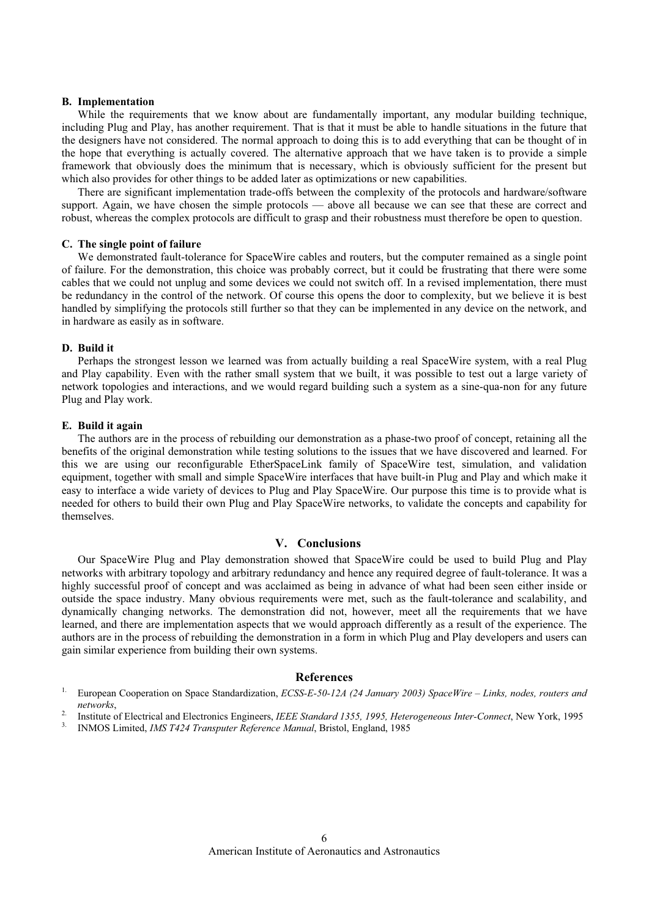### B. Implementation

While the requirements that we know about are fundamentally important, any modular building technique, including Plug and Play, has another requirement. That is that it must be able to handle situations in the future that the designers have not considered. The normal approach to doing this is to add everything that can be thought of in the hope that everything is actually covered. The alternative approach that we have taken is to provide a simple framework that obviously does the minimum that is necessary, which is obviously sufficient for the present but which also provides for other things to be added later as optimizations or new capabilities.

There are significant implementation trade-offs between the complexity of the protocols and hardware/software support. Again, we have chosen the simple protocols — above all because we can see that these are correct and robust, whereas the complex protocols are difficult to grasp and their robustness must therefore be open to question.

### C. The single point of failure

We demonstrated fault-tolerance for SpaceWire cables and routers, but the computer remained as a single point of failure. For the demonstration, this choice was probably correct, but it could be frustrating that there were some cables that we could not unplug and some devices we could not switch off. In a revised implementation, there must be redundancy in the control of the network. Of course this opens the door to complexity, but we believe it is best handled by simplifying the protocols still further so that they can be implemented in any device on the network, and in hardware as easily as in software.

### D. Build it

Perhaps the strongest lesson we learned was from actually building a real SpaceWire system, with a real Plug and Play capability. Even with the rather small system that we built, it was possible to test out a large variety of network topologies and interactions, and we would regard building such a system as a sine-qua-non for any future Plug and Play work.

### E. Build it again

The authors are in the process of rebuilding our demonstration as a phase-two proof of concept, retaining all the benefits of the original demonstration while testing solutions to the issues that we have discovered and learned. For this we are using our reconfigurable EtherSpaceLink family of SpaceWire test, simulation, and validation equipment, together with small and simple SpaceWire interfaces that have built-in Plug and Play and which make it easy to interface a wide variety of devices to Plug and Play SpaceWire. Our purpose this time is to provide what is needed for others to build their own Plug and Play SpaceWire networks, to validate the concepts and capability for themselves.

## V. Conclusions

Our SpaceWire Plug and Play demonstration showed that SpaceWire could be used to build Plug and Play networks with arbitrary topology and arbitrary redundancy and hence any required degree of fault-tolerance. It was a highly successful proof of concept and was acclaimed as being in advance of what had been seen either inside or outside the space industry. Many obvious requirements were met, such as the fault-tolerance and scalability, and dynamically changing networks. The demonstration did not, however, meet all the requirements that we have learned, and there are implementation aspects that we would approach differently as a result of the experience. The authors are in the process of rebuilding the demonstration in a form in which Plug and Play developers and users can gain similar experience from building their own systems.

## References

1. European Cooperation on Space Standardization, *ECSS-E-50-12A (24 January 2003) SpaceWire – Links, nodes, routers and networks*,
2. Institute of Electrical and Electronics Engineers, *IEEE Standard 1355, 1995, Heterogeneous Inter-Connect*, New York, 1995
3. INMOS Limited, *IMS T424 Transputer Reference Manual*, Bristol, England, 1985